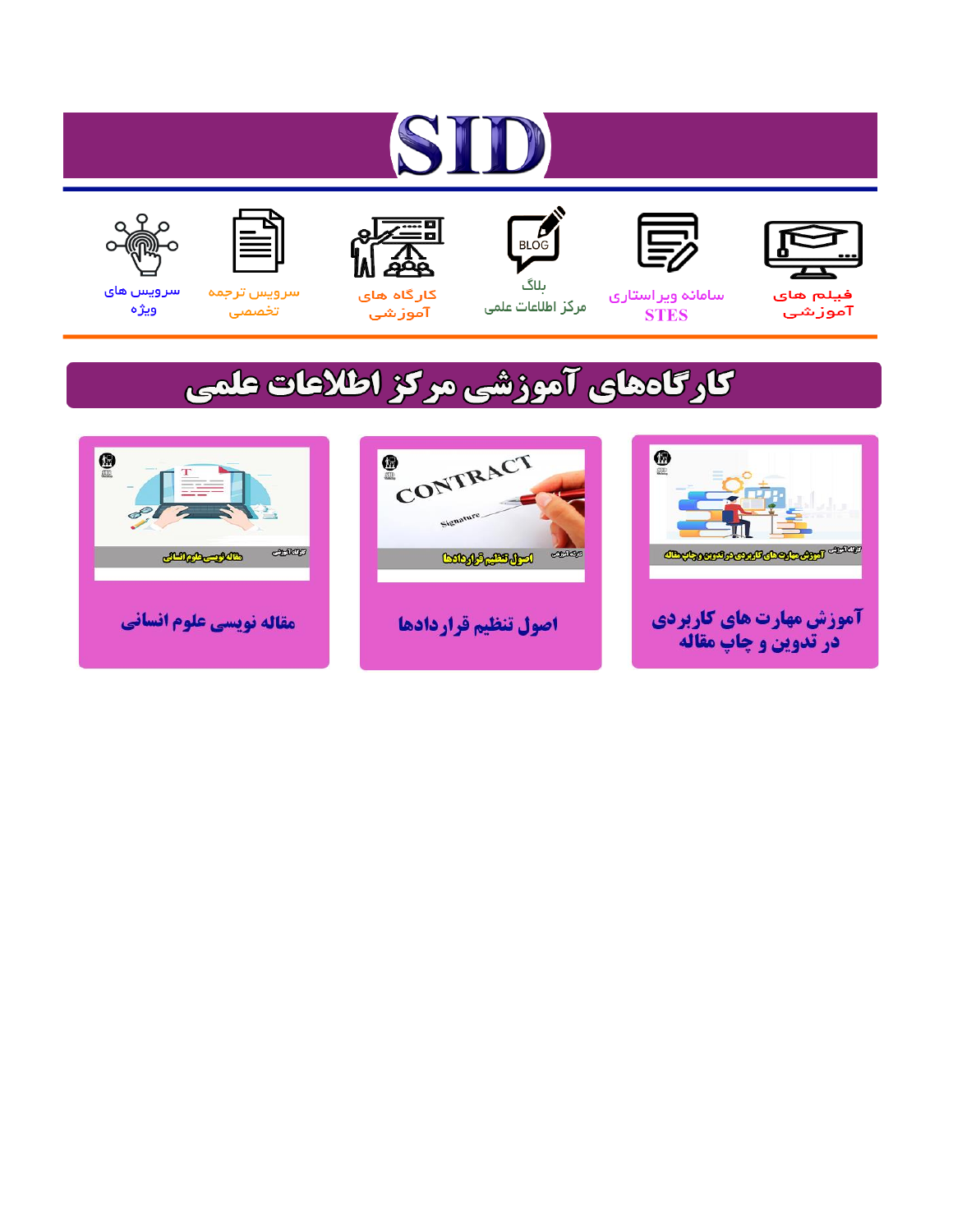# SID

فیلم های آموزشی

سامانه ویراستاری STES

بلاگ مرکز اطلاعات علمی

کارگاه های آموزشی

سرویس ترجمه تخصصی

سرویس های ویژه

## کارگاه‌های آموزشی مرکز اطلاعات علمی

آموزش مهارت های کاربردی در تدوین و چاپ مقاله

اصول تنظیم قراردادها

مقاله نویسی علوم انسانی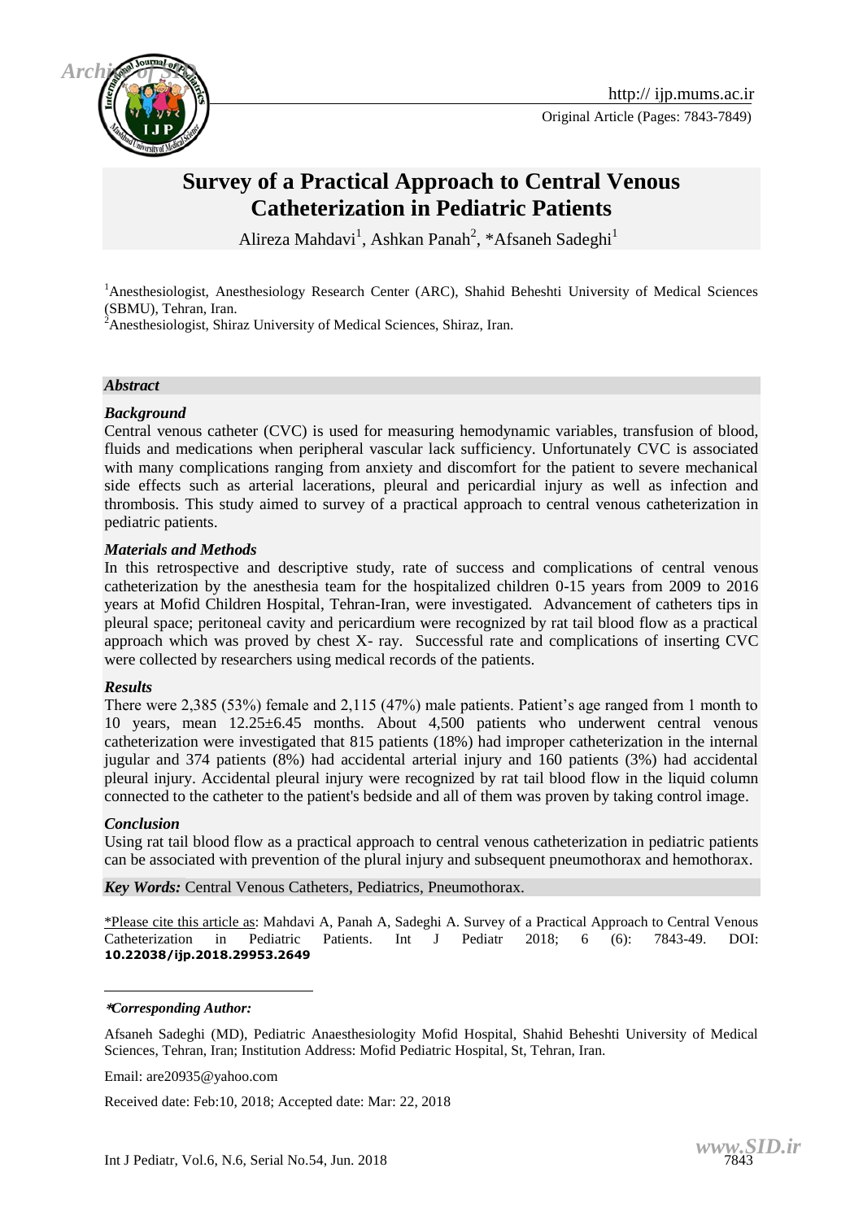# Survey of a Practical Approach to Central Venous Catheterization in Pediatric Patients

Alireza Mahdavi[1], Ashkan Panah[2], *Afsaneh Sadeghi[1]

[1]Anesthesiologist, Anesthesiology Research Center (ARC), Shahid Beheshti University of Medical Sciences (SBMU), Tehran, Iran.

[2]Anesthesiologist, Shiraz University of Medical Sciences, Shiraz, Iran.

***Abstract***

***Background***

Central venous catheter (CVC) is used for measuring hemodynamic variables, transfusion of blood, fluids and medications when peripheral vascular lack sufficiency. Unfortunately CVC is associated with many complications ranging from anxiety and discomfort for the patient to severe mechanical side effects such as arterial lacerations, pleural and pericardial injury as well as infection and thrombosis. This study aimed to survey of a practical approach to central venous catheterization in pediatric patients.

***Materials and Methods***

In this retrospective and descriptive study, rate of success and complications of central venous catheterization by the anesthesia team for the hospitalized children 0-15 years from 2009 to 2016 years at Mofid Children Hospital, Tehran-Iran, were investigated. Advancement of catheters tips in pleural space; peritoneal cavity and pericardium were recognized by rat tail blood flow as a practical approach which was proved by chest X- ray. Successful rate and complications of inserting CVC were collected by researchers using medical records of the patients.

***Results***

There were 2,385 (53%) female and 2,115 (47%) male patients. Patient's age ranged from 1 month to 10 years, mean 12.25±6.45 months. About 4,500 patients who underwent central venous catheterization were investigated that 815 patients (18%) had improper catheterization in the internal jugular and 374 patients (8%) had accidental arterial injury and 160 patients (3%) had accidental pleural injury. Accidental pleural injury were recognized by rat tail blood flow in the liquid column connected to the catheter to the patient's bedside and all of them was proven by taking control image.

***Conclusion***

Using rat tail blood flow as a practical approach to central venous catheterization in pediatric patients can be associated with prevention of the plural injury and subsequent pneumothorax and hemothorax.

***Key Words:*** Central Venous Catheters, Pediatrics, Pneumothorax.

\*Please cite this article as: Mahdavi A, Panah A, Sadeghi A. Survey of a Practical Approach to Central Venous Catheterization in Pediatric Patients. Int J Pediatr 2018; 6 (6): 7843-49. DOI: **10.22038/ijp.2018.29953.2649**

---

***\*Corresponding Author:***

Afsaneh Sadeghi (MD), Pediatric Anaesthesiologity Mofid Hospital, Shahid Beheshti University of Medical Sciences, Tehran, Iran; Institution Address: Mofid Pediatric Hospital, St, Tehran, Iran.

Email: are20935@yahoo.com

Received date: Feb:10, 2018; Accepted date: Mar: 22, 2018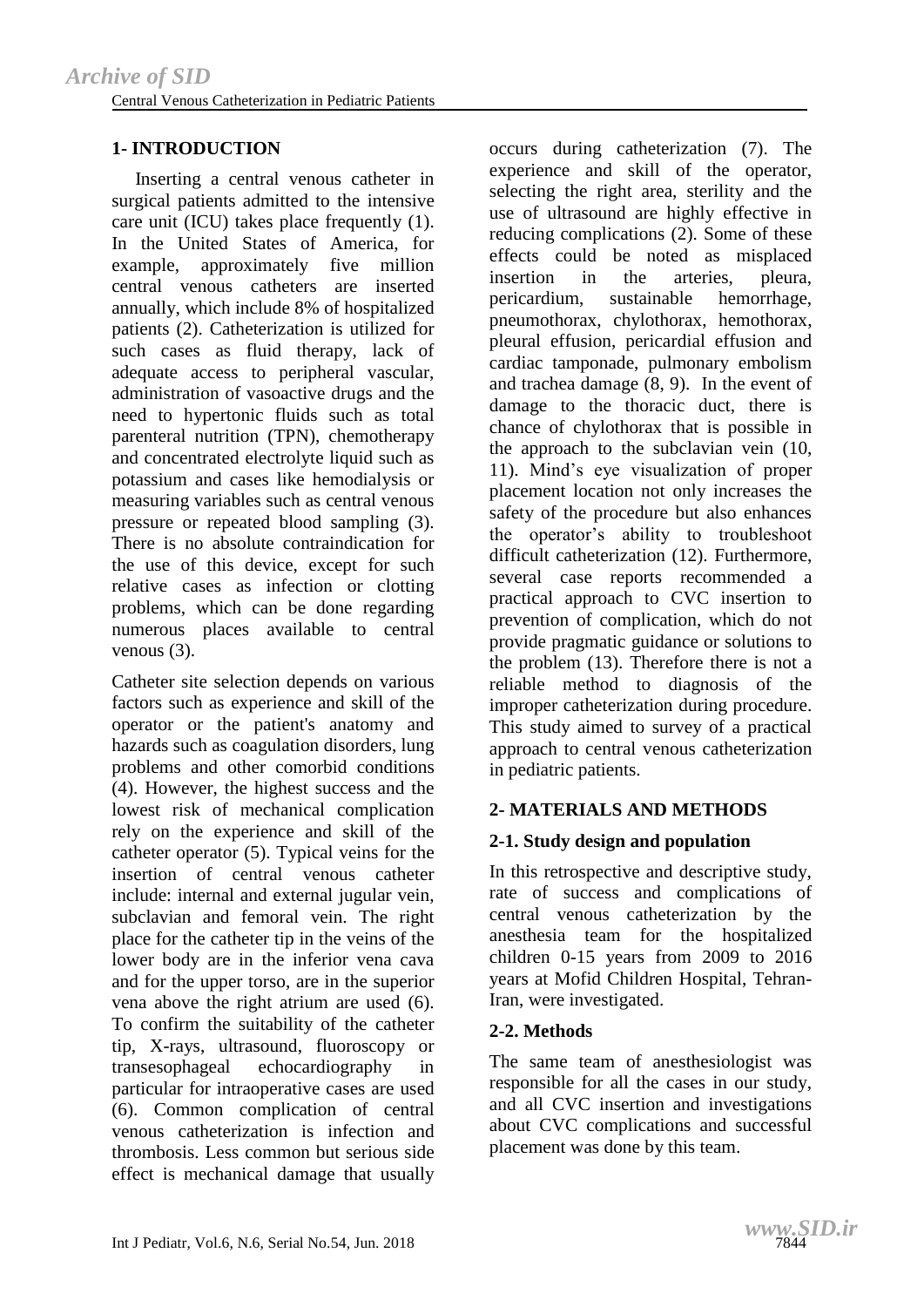## 1- INTRODUCTION

Inserting a central venous catheter in surgical patients admitted to the intensive care unit (ICU) takes place frequently (1). In the United States of America, for example, approximately five million central venous catheters are inserted annually, which include 8% of hospitalized patients (2). Catheterization is utilized for such cases as fluid therapy, lack of adequate access to peripheral vascular, administration of vasoactive drugs and the need to hypertonic fluids such as total parenteral nutrition (TPN), chemotherapy and concentrated electrolyte liquid such as potassium and cases like hemodialysis or measuring variables such as central venous pressure or repeated blood sampling (3). There is no absolute contraindication for the use of this device, except for such relative cases as infection or clotting problems, which can be done regarding numerous places available to central venous (3).

Catheter site selection depends on various factors such as experience and skill of the operator or the patient's anatomy and hazards such as coagulation disorders, lung problems and other comorbid conditions (4). However, the highest success and the lowest risk of mechanical complication rely on the experience and skill of the catheter operator (5). Typical veins for the insertion of central venous catheter include: internal and external jugular vein, subclavian and femoral vein. The right place for the catheter tip in the veins of the lower body are in the inferior vena cava and for the upper torso, are in the superior vena above the right atrium are used (6). To confirm the suitability of the catheter tip, X-rays, ultrasound, fluoroscopy or transesophageal echocardiography in particular for intraoperative cases are used (6). Common complication of central venous catheterization is infection and thrombosis. Less common but serious side effect is mechanical damage that usually occurs during catheterization (7). The experience and skill of the operator, selecting the right area, sterility and the use of ultrasound are highly effective in reducing complications (2). Some of these effects could be noted as misplaced insertion in the arteries, pleura, pericardium, sustainable hemorrhage, pneumothorax, chylothorax, hemothorax, pleural effusion, pericardial effusion and cardiac tamponade, pulmonary embolism and trachea damage (8, 9). In the event of damage to the thoracic duct, there is chance of chylothorax that is possible in the approach to the subclavian vein (10, 11). Mind's eye visualization of proper placement location not only increases the safety of the procedure but also enhances the operator's ability to troubleshoot difficult catheterization (12). Furthermore, several case reports recommended a practical approach to CVC insertion to prevention of complication, which do not provide pragmatic guidance or solutions to the problem (13). Therefore there is not a reliable method to diagnosis of the improper catheterization during procedure. This study aimed to survey of a practical approach to central venous catheterization in pediatric patients.

## 2- MATERIALS AND METHODS

### 2-1. Study design and population

In this retrospective and descriptive study, rate of success and complications of central venous catheterization by the anesthesia team for the hospitalized children 0-15 years from 2009 to 2016 years at Mofid Children Hospital, Tehran-Iran, were investigated.

### 2-2. Methods

The same team of anesthesiologist was responsible for all the cases in our study, and all CVC insertion and investigations about CVC complications and successful placement was done by this team.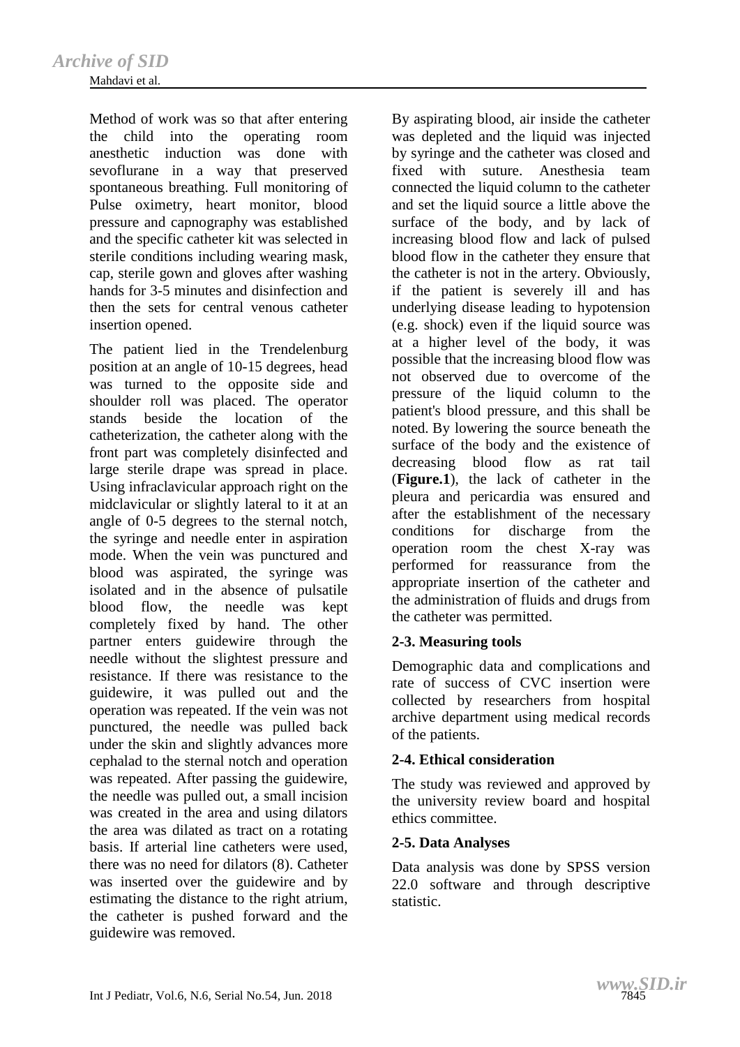Method of work was so that after entering the child into the operating room anesthetic induction was done with sevoflurane in a way that preserved spontaneous breathing. Full monitoring of Pulse oximetry, heart monitor, blood pressure and capnography was established and the specific catheter kit was selected in sterile conditions including wearing mask, cap, sterile gown and gloves after washing hands for 3-5 minutes and disinfection and then the sets for central venous catheter insertion opened.

The patient lied in the Trendelenburg position at an angle of 10-15 degrees, head was turned to the opposite side and shoulder roll was placed. The operator stands beside the location of the catheterization, the catheter along with the front part was completely disinfected and large sterile drape was spread in place. Using infraclavicular approach right on the midclavicular or slightly lateral to it at an angle of 0-5 degrees to the sternal notch, the syringe and needle enter in aspiration mode. When the vein was punctured and blood was aspirated, the syringe was isolated and in the absence of pulsatile blood flow, the needle was kept completely fixed by hand. The other partner enters guidewire through the needle without the slightest pressure and resistance. If there was resistance to the guidewire, it was pulled out and the operation was repeated. If the vein was not punctured, the needle was pulled back under the skin and slightly advances more cephalad to the sternal notch and operation was repeated. After passing the guidewire, the needle was pulled out, a small incision was created in the area and using dilators the area was dilated as tract on a rotating basis. If arterial line catheters were used, there was no need for dilators (8). Catheter was inserted over the guidewire and by estimating the distance to the right atrium, the catheter is pushed forward and the guidewire was removed.

By aspirating blood, air inside the catheter was depleted and the liquid was injected by syringe and the catheter was closed and fixed with suture. Anesthesia team connected the liquid column to the catheter and set the liquid source a little above the surface of the body, and by lack of increasing blood flow and lack of pulsed blood flow in the catheter they ensure that the catheter is not in the artery. Obviously, if the patient is severely ill and has underlying disease leading to hypotension (e.g. shock) even if the liquid source was at a higher level of the body, it was possible that the increasing blood flow was not observed due to overcome of the pressure of the liquid column to the patient's blood pressure, and this shall be noted. By lowering the source beneath the surface of the body and the existence of decreasing blood flow as rat tail (**Figure.1**), the lack of catheter in the pleura and pericardia was ensured and after the establishment of the necessary conditions for discharge from the operation room the chest X-ray was performed for reassurance from the appropriate insertion of the catheter and the administration of fluids and drugs from the catheter was permitted.

### 2-3. Measuring tools

Demographic data and complications and rate of success of CVC insertion were collected by researchers from hospital archive department using medical records of the patients.

### 2-4. Ethical consideration

The study was reviewed and approved by the university review board and hospital ethics committee.

### 2-5. Data Analyses

Data analysis was done by SPSS version 22.0 software and through descriptive statistic.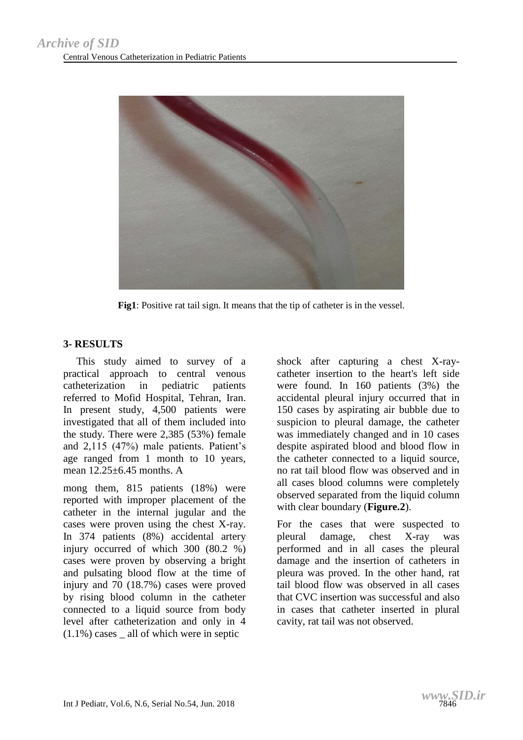**Fig1**: Positive rat tail sign. It means that the tip of catheter is in the vessel.

## 3- RESULTS

This study aimed to survey of a practical approach to central venous catheterization in pediatric patients referred to Mofid Hospital, Tehran, Iran. In present study, 4,500 patients were investigated that all of them included into the study. There were 2,385 (53%) female and 2,115 (47%) male patients. Patient's age ranged from 1 month to 10 years, mean 12.25±6.45 months. A

mong them, 815 patients (18%) were reported with improper placement of the catheter in the internal jugular and the cases were proven using the chest X-ray. In 374 patients (8%) accidental artery injury occurred of which 300 (80.2 %) cases were proven by observing a bright and pulsating blood flow at the time of injury and 70 (18.7%) cases were proved by rising blood column in the catheter connected to a liquid source from body level after catheterization and only in 4 (1.1%) cases _ all of which were in septic shock after capturing a chest X-ray-catheter insertion to the heart's left side were found. In 160 patients (3%) the accidental pleural injury occurred that in 150 cases by aspirating air bubble due to suspicion to pleural damage, the catheter was immediately changed and in 10 cases despite aspirated blood and blood flow in the catheter connected to a liquid source, no rat tail blood flow was observed and in all cases blood columns were completely observed separated from the liquid column with clear boundary (**Figure.2**).

For the cases that were suspected to pleural damage, chest X-ray was performed and in all cases the pleural damage and the insertion of catheters in pleura was proved. In the other hand, rat tail blood flow was observed in all cases that CVC insertion was successful and also in cases that catheter inserted in plural cavity, rat tail was not observed.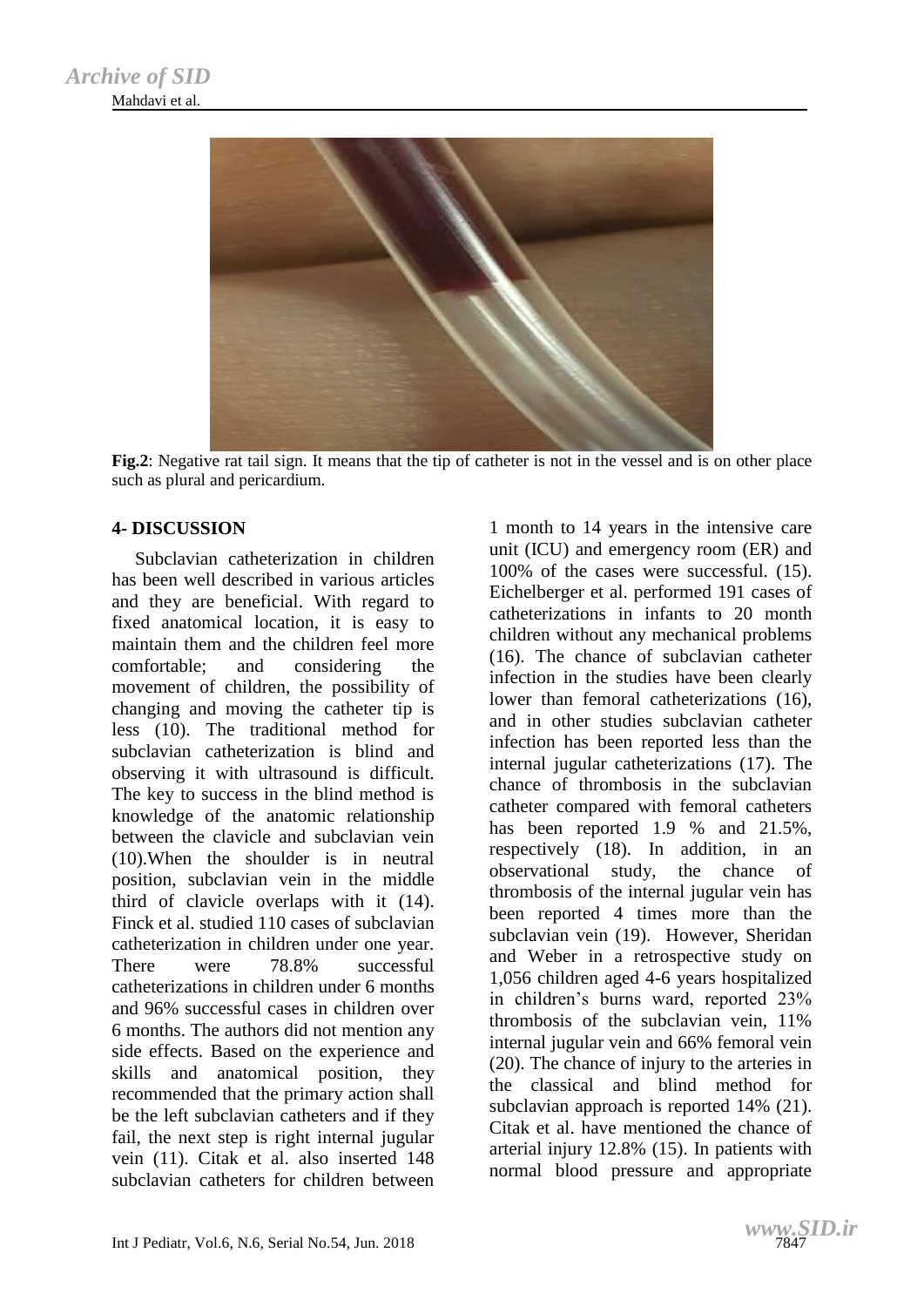**Fig.2**: Negative rat tail sign. It means that the tip of catheter is not in the vessel and is on other place such as plural and pericardium.

## 4- DISCUSSION

Subclavian catheterization in children has been well described in various articles and they are beneficial. With regard to fixed anatomical location, it is easy to maintain them and the children feel more comfortable; and considering the movement of children, the possibility of changing and moving the catheter tip is less (10). The traditional method for subclavian catheterization is blind and observing it with ultrasound is difficult. The key to success in the blind method is knowledge of the anatomic relationship between the clavicle and subclavian vein (10).When the shoulder is in neutral position, subclavian vein in the middle third of clavicle overlaps with it (14). Finck et al. studied 110 cases of subclavian catheterization in children under one year. There were 78.8% successful catheterizations in children under 6 months and 96% successful cases in children over 6 months. The authors did not mention any side effects. Based on the experience and skills and anatomical position, they recommended that the primary action shall be the left subclavian catheters and if they fail, the next step is right internal jugular vein (11). Citak et al. also inserted 148 subclavian catheters for children between 1 month to 14 years in the intensive care unit (ICU) and emergency room (ER) and 100% of the cases were successful. (15). Eichelberger et al. performed 191 cases of catheterizations in infants to 20 month children without any mechanical problems (16). The chance of subclavian catheter infection in the studies have been clearly lower than femoral catheterizations (16), and in other studies subclavian catheter infection has been reported less than the internal jugular catheterizations (17). The chance of thrombosis in the subclavian catheter compared with femoral catheters has been reported 1.9 % and 21.5%, respectively (18). In addition, in an observational study, the chance of thrombosis of the internal jugular vein has been reported 4 times more than the subclavian vein (19). However, Sheridan and Weber in a retrospective study on 1,056 children aged 4-6 years hospitalized in children's burns ward, reported 23% thrombosis of the subclavian vein, 11% internal jugular vein and 66% femoral vein (20). The chance of injury to the arteries in the classical and blind method for subclavian approach is reported 14% (21). Citak et al. have mentioned the chance of arterial injury 12.8% (15). In patients with normal blood pressure and appropriate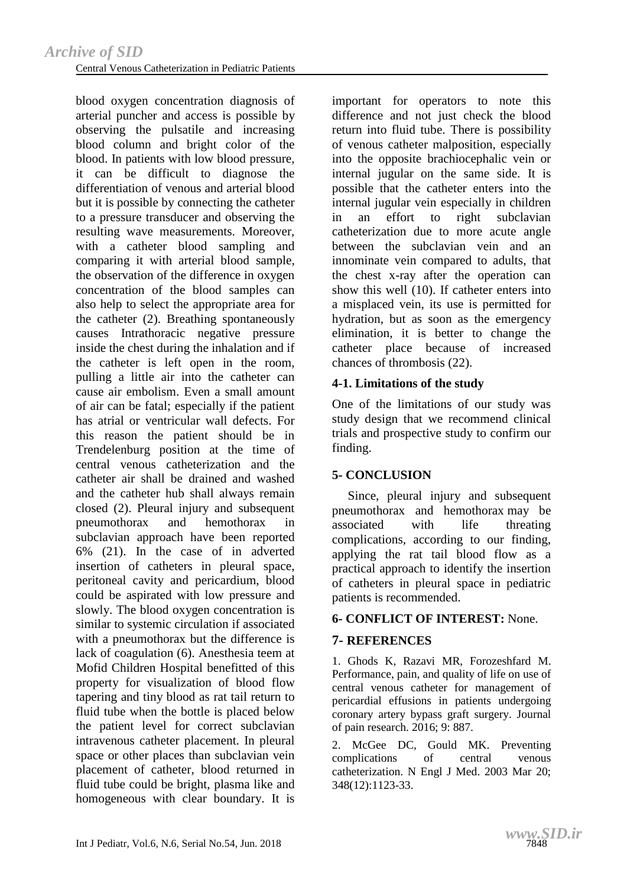blood oxygen concentration diagnosis of arterial puncher and access is possible by observing the pulsatile and increasing blood column and bright color of the blood. In patients with low blood pressure, it can be difficult to diagnose the differentiation of venous and arterial blood but it is possible by connecting the catheter to a pressure transducer and observing the resulting wave measurements. Moreover, with a catheter blood sampling and comparing it with arterial blood sample, the observation of the difference in oxygen concentration of the blood samples can also help to select the appropriate area for the catheter (2). Breathing spontaneously causes Intrathoracic negative pressure inside the chest during the inhalation and if the catheter is left open in the room, pulling a little air into the catheter can cause air embolism. Even a small amount of air can be fatal; especially if the patient has atrial or ventricular wall defects. For this reason the patient should be in Trendelenburg position at the time of central venous catheterization and the catheter air shall be drained and washed and the catheter hub shall always remain closed (2). Pleural injury and subsequent pneumothorax and hemothorax in subclavian approach have been reported 6% (21). In the case of in adverted insertion of catheters in pleural space, peritoneal cavity and pericardium, blood could be aspirated with low pressure and slowly. The blood oxygen concentration is similar to systemic circulation if associated with a pneumothorax but the difference is lack of coagulation (6). Anesthesia teem at Mofid Children Hospital benefitted of this property for visualization of blood flow tapering and tiny blood as rat tail return to fluid tube when the bottle is placed below the patient level for correct subclavian intravenous catheter placement. In pleural space or other places than subclavian vein placement of catheter, blood returned in fluid tube could be bright, plasma like and homogeneous with clear boundary. It is important for operators to note this difference and not just check the blood return into fluid tube. There is possibility of venous catheter malposition, especially into the opposite brachiocephalic vein or internal jugular on the same side. It is possible that the catheter enters into the internal jugular vein especially in children in an effort to right subclavian catheterization due to more acute angle between the subclavian vein and an innominate vein compared to adults, that the chest x-ray after the operation can show this well (10). If catheter enters into a misplaced vein, its use is permitted for hydration, but as soon as the emergency elimination, it is better to change the catheter place because of increased chances of thrombosis (22).

### 4-1. Limitations of the study

One of the limitations of our study was study design that we recommend clinical trials and prospective study to confirm our finding.

## 5- CONCLUSION

Since, pleural injury and subsequent pneumothorax and hemothorax may be associated with life threating complications, according to our finding, applying the rat tail blood flow as a practical approach to identify the insertion of catheters in pleural space in pediatric patients is recommended.

## 6- CONFLICT OF INTEREST: None.

## 7- REFERENCES

1. Ghods K, Razavi MR, Forozeshfard M. Performance, pain, and quality of life on use of central venous catheter for management of pericardial effusions in patients undergoing coronary artery bypass graft surgery. Journal of pain research. 2016; 9: 887.

2. McGee DC, Gould MK. Preventing complications of central venous catheterization. N Engl J Med. 2003 Mar 20; 348(12):1123-33.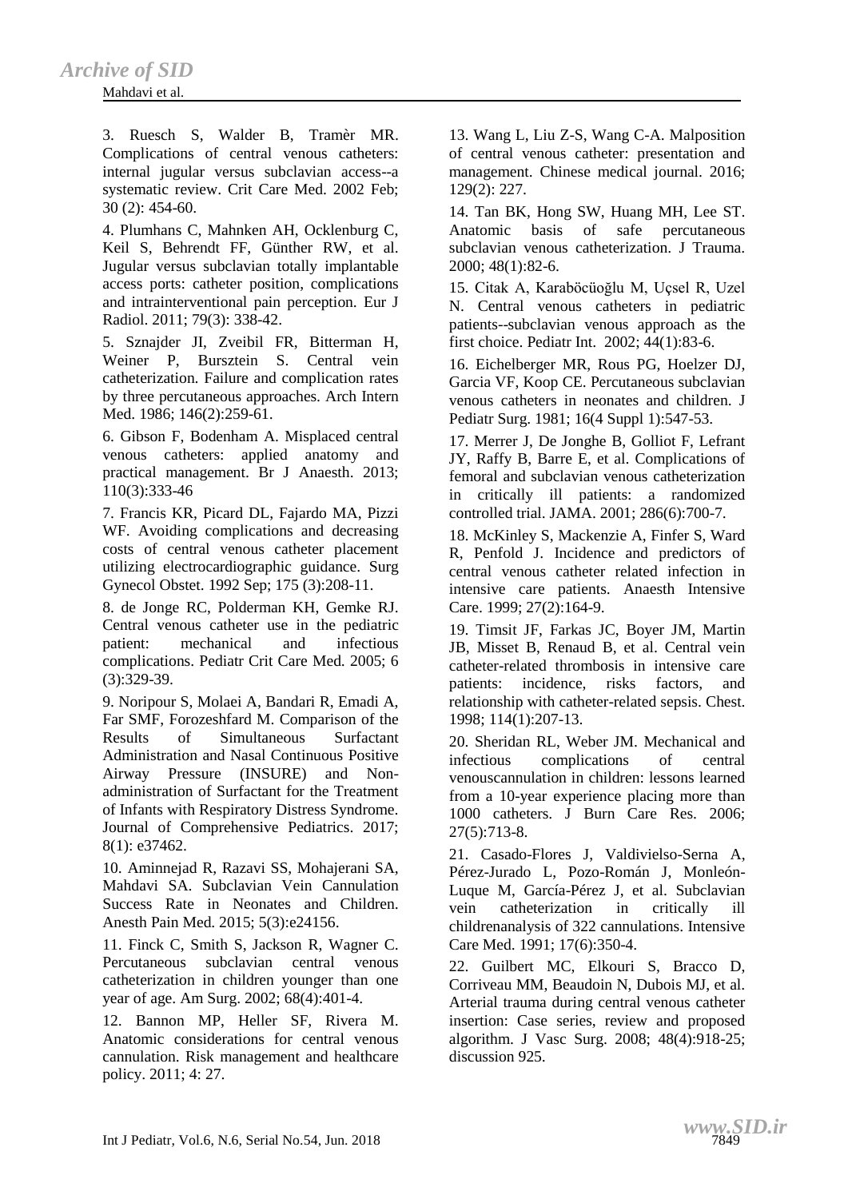3. Ruesch S, Walder B, Tramèr MR. Complications of central venous catheters: internal jugular versus subclavian access--a systematic review. Crit Care Med. 2002 Feb; 30 (2): 454-60.

4. Plumhans C, Mahnken AH, Ocklenburg C, Keil S, Behrendt FF, Günther RW, et al. Jugular versus subclavian totally implantable access ports: catheter position, complications and intrainterventional pain perception. Eur J Radiol. 2011; 79(3): 338-42.

5. Sznajder JI, Zveibil FR, Bitterman H, Weiner P, Bursztein S. Central vein catheterization. Failure and complication rates by three percutaneous approaches. Arch Intern Med. 1986; 146(2):259-61.

6. Gibson F, Bodenham A. Misplaced central venous catheters: applied anatomy and practical management. Br J Anaesth. 2013; 110(3):333-46

7. Francis KR, Picard DL, Fajardo MA, Pizzi WF. Avoiding complications and decreasing costs of central venous catheter placement utilizing electrocardiographic guidance. Surg Gynecol Obstet. 1992 Sep; 175 (3):208-11.

8. de Jonge RC, Polderman KH, Gemke RJ. Central venous catheter use in the pediatric patient: mechanical and infectious complications. Pediatr Crit Care Med. 2005; 6 (3):329-39.

9. Noripour S, Molaei A, Bandari R, Emadi A, Far SMF, Forozeshfard M. Comparison of the Results of Simultaneous Surfactant Administration and Nasal Continuous Positive Airway Pressure (INSURE) and Non-administration of Surfactant for the Treatment of Infants with Respiratory Distress Syndrome. Journal of Comprehensive Pediatrics. 2017; 8(1): e37462.

10. Aminnejad R, Razavi SS, Mohajerani SA, Mahdavi SA. Subclavian Vein Cannulation Success Rate in Neonates and Children. Anesth Pain Med. 2015; 5(3):e24156.

11. Finck C, Smith S, Jackson R, Wagner C. Percutaneous subclavian central venous catheterization in children younger than one year of age. Am Surg. 2002; 68(4):401-4.

12. Bannon MP, Heller SF, Rivera M. Anatomic considerations for central venous cannulation. Risk management and healthcare policy. 2011; 4: 27.

13. Wang L, Liu Z-S, Wang C-A. Malposition of central venous catheter: presentation and management. Chinese medical journal. 2016; 129(2): 227.

14. Tan BK, Hong SW, Huang MH, Lee ST. Anatomic basis of safe percutaneous subclavian venous catheterization. J Trauma. 2000; 48(1):82-6.

15. Citak A, Karaböcüoğlu M, Uçsel R, Uzel N. Central venous catheters in pediatric patients--subclavian venous approach as the first choice. Pediatr Int. 2002; 44(1):83-6.

16. Eichelberger MR, Rous PG, Hoelzer DJ, Garcia VF, Koop CE. Percutaneous subclavian venous catheters in neonates and children. J Pediatr Surg. 1981; 16(4 Suppl 1):547-53.

17. Merrer J, De Jonghe B, Golliot F, Lefrant JY, Raffy B, Barre E, et al. Complications of femoral and subclavian venous catheterization in critically ill patients: a randomized controlled trial. JAMA. 2001; 286(6):700-7.

18. McKinley S, Mackenzie A, Finfer S, Ward R, Penfold J. Incidence and predictors of central venous catheter related infection in intensive care patients. Anaesth Intensive Care. 1999; 27(2):164-9.

19. Timsit JF, Farkas JC, Boyer JM, Martin JB, Misset B, Renaud B, et al. Central vein catheter-related thrombosis in intensive care patients: incidence, risks factors, and relationship with catheter-related sepsis. Chest. 1998; 114(1):207-13.

20. Sheridan RL, Weber JM. Mechanical and infectious complications of central venouscannulation in children: lessons learned from a 10-year experience placing more than 1000 catheters. J Burn Care Res. 2006; 27(5):713-8.

21. Casado-Flores J, Valdivielso-Serna A, Pérez-Jurado L, Pozo-Román J, Monleón-Luque M, García-Pérez J, et al. Subclavian vein catheterization in critically ill childrenanalysis of 322 cannulations. Intensive Care Med. 1991; 17(6):350-4.

22. Guilbert MC, Elkouri S, Bracco D, Corriveau MM, Beaudoin N, Dubois MJ, et al. Arterial trauma during central venous catheter insertion: Case series, review and proposed algorithm. J Vasc Surg. 2008; 48(4):918-25; discussion 925.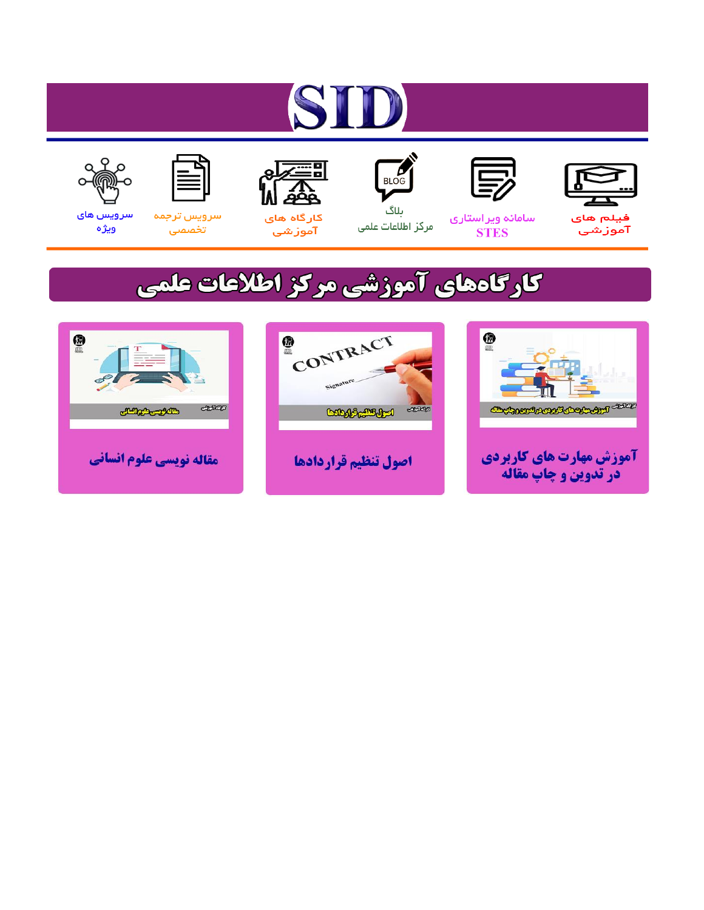# SID

فیلم های آموزشی

سامانه ویراستاری STES

بلاگ مرکز اطلاعات علمی

کارگاه های آموزشی

سرویس ترجمه تخصصی

سرویس های ویژه

## کارگاه‌های آموزشی مرکز اطلاعات علمی

آموزش مهارت های کاربردی در تدوین و چاپ مقاله

اصول تنظیم قراردادها

مقاله نویسی علوم انسانی